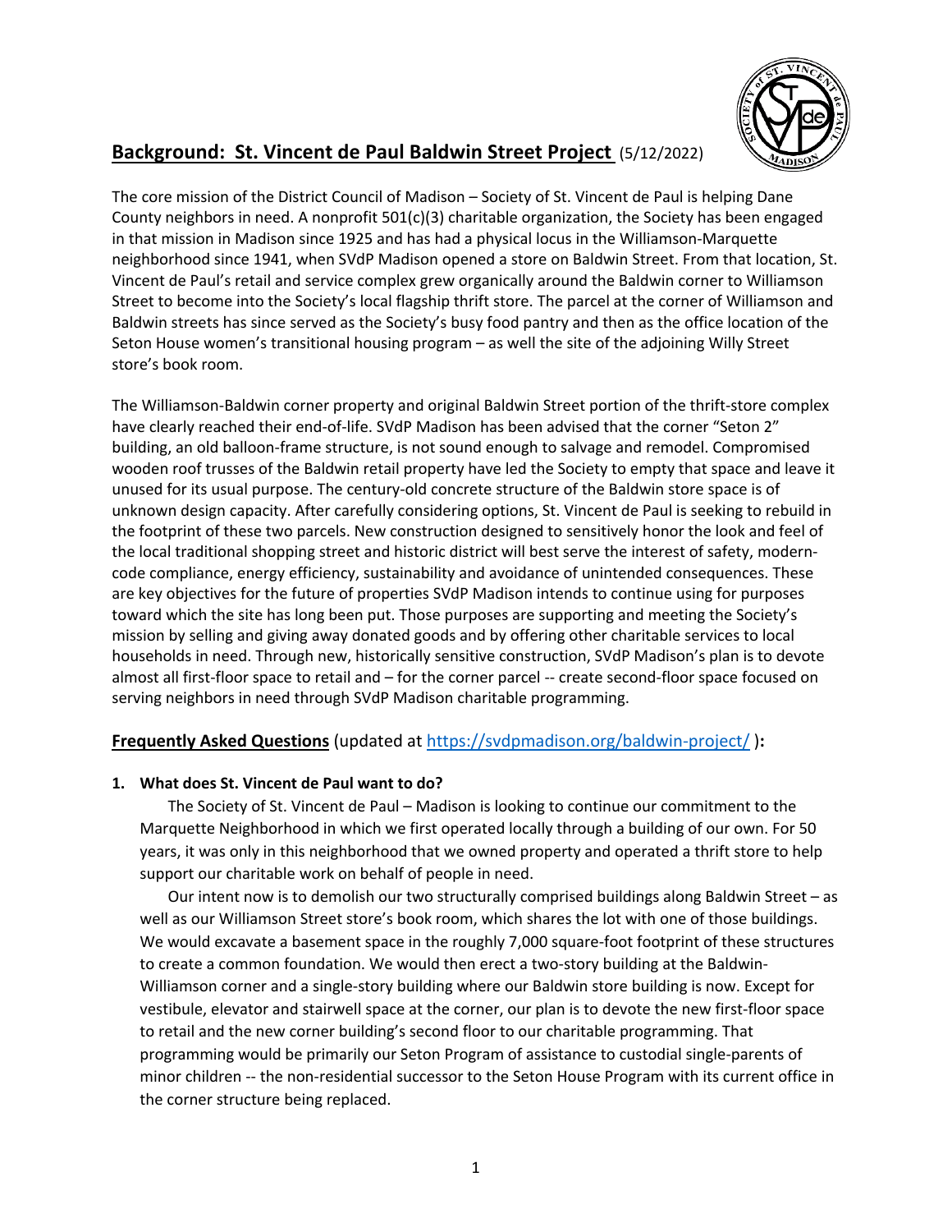## Background: St. Vincent de Paul Baldwin Street Project (5/12/2022)

The core mission of the District Council of Madison – Society of St. Vincent de Paul is helping Dane County neighbors in need. A nonprofit 501(c)(3) charitable organization, the Society has been engaged in that mission in Madison since 1925 and has had a physical locus in the Williamson-Marquette neighborhood since 1941, when SVdP Madison opened a store on Baldwin Street. From that location, St. Vincent de Paul's retail and service complex grew organically around the Baldwin corner to Williamson Street to become into the Society's local flagship thrift store. The parcel at the corner of Williamson and Baldwin streets has since served as the Society's busy food pantry and then as the office location of the Seton House women's transitional housing program – as well the site of the adjoining Willy Street store's book room.

The Williamson-Baldwin corner property and original Baldwin Street portion of the thrift-store complex have clearly reached their end-of-life. SVdP Madison has been advised that the corner "Seton 2" building, an old balloon-frame structure, is not sound enough to salvage and remodel. Compromised wooden roof trusses of the Baldwin retail property have led the Society to empty that space and leave it unused for its usual purpose. The century-old concrete structure of the Baldwin store space is of unknown design capacity. After carefully considering options, St. Vincent de Paul is seeking to rebuild in the footprint of these two parcels. New construction designed to sensitively honor the look and feel of the local traditional shopping street and historic district will best serve the interest of safety, modern-code compliance, energy efficiency, sustainability and avoidance of unintended consequences. These are key objectives for the future of properties SVdP Madison intends to continue using for purposes toward which the site has long been put. Those purposes are supporting and meeting the Society's mission by selling and giving away donated goods and by offering other charitable services to local households in need. Through new, historically sensitive construction, SVdP Madison's plan is to devote almost all first-floor space to retail and – for the corner parcel -- create second-floor space focused on serving neighbors in need through SVdP Madison charitable programming.

## Frequently Asked Questions (updated at https://svdpmadison.org/baldwin-project/ ):

**1. What does St. Vincent de Paul want to do?**

The Society of St. Vincent de Paul – Madison is looking to continue our commitment to the Marquette Neighborhood in which we first operated locally through a building of our own. For 50 years, it was only in this neighborhood that we owned property and operated a thrift store to help support our charitable work on behalf of people in need.

Our intent now is to demolish our two structurally comprised buildings along Baldwin Street – as well as our Williamson Street store's book room, which shares the lot with one of those buildings. We would excavate a basement space in the roughly 7,000 square-foot footprint of these structures to create a common foundation. We would then erect a two-story building at the Baldwin-Williamson corner and a single-story building where our Baldwin store building is now. Except for vestibule, elevator and stairwell space at the corner, our plan is to devote the new first-floor space to retail and the new corner building's second floor to our charitable programming. That programming would be primarily our Seton Program of assistance to custodial single-parents of minor children -- the non-residential successor to the Seton House Program with its current office in the corner structure being replaced.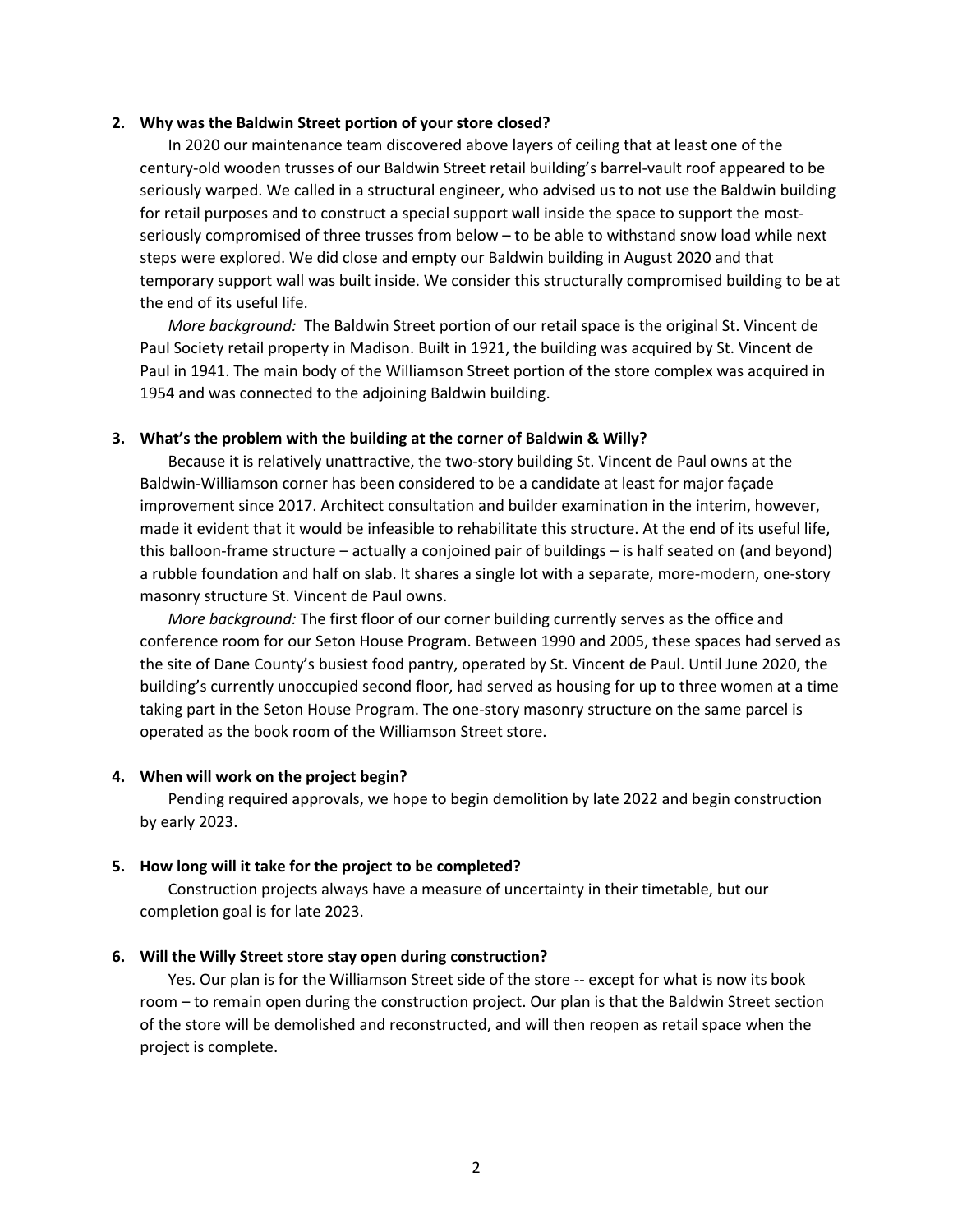**2. Why was the Baldwin Street portion of your store closed?**

In 2020 our maintenance team discovered above layers of ceiling that at least one of the century-old wooden trusses of our Baldwin Street retail building's barrel-vault roof appeared to be seriously warped. We called in a structural engineer, who advised us to not use the Baldwin building for retail purposes and to construct a special support wall inside the space to support the most-seriously compromised of three trusses from below – to be able to withstand snow load while next steps were explored. We did close and empty our Baldwin building in August 2020 and that temporary support wall was built inside. We consider this structurally compromised building to be at the end of its useful life.

*More background:* The Baldwin Street portion of our retail space is the original St. Vincent de Paul Society retail property in Madison. Built in 1921, the building was acquired by St. Vincent de Paul in 1941. The main body of the Williamson Street portion of the store complex was acquired in 1954 and was connected to the adjoining Baldwin building.

**3. What's the problem with the building at the corner of Baldwin & Willy?**

Because it is relatively unattractive, the two-story building St. Vincent de Paul owns at the Baldwin-Williamson corner has been considered to be a candidate at least for major façade improvement since 2017. Architect consultation and builder examination in the interim, however, made it evident that it would be infeasible to rehabilitate this structure. At the end of its useful life, this balloon-frame structure – actually a conjoined pair of buildings – is half seated on (and beyond) a rubble foundation and half on slab. It shares a single lot with a separate, more-modern, one-story masonry structure St. Vincent de Paul owns.

*More background:* The first floor of our corner building currently serves as the office and conference room for our Seton House Program. Between 1990 and 2005, these spaces had served as the site of Dane County's busiest food pantry, operated by St. Vincent de Paul. Until June 2020, the building's currently unoccupied second floor, had served as housing for up to three women at a time taking part in the Seton House Program. The one-story masonry structure on the same parcel is operated as the book room of the Williamson Street store.

**4. When will work on the project begin?**

Pending required approvals, we hope to begin demolition by late 2022 and begin construction by early 2023.

**5. How long will it take for the project to be completed?**

Construction projects always have a measure of uncertainty in their timetable, but our completion goal is for late 2023.

**6. Will the Willy Street store stay open during construction?**

Yes. Our plan is for the Williamson Street side of the store -- except for what is now its book room – to remain open during the construction project. Our plan is that the Baldwin Street section of the store will be demolished and reconstructed, and will then reopen as retail space when the project is complete.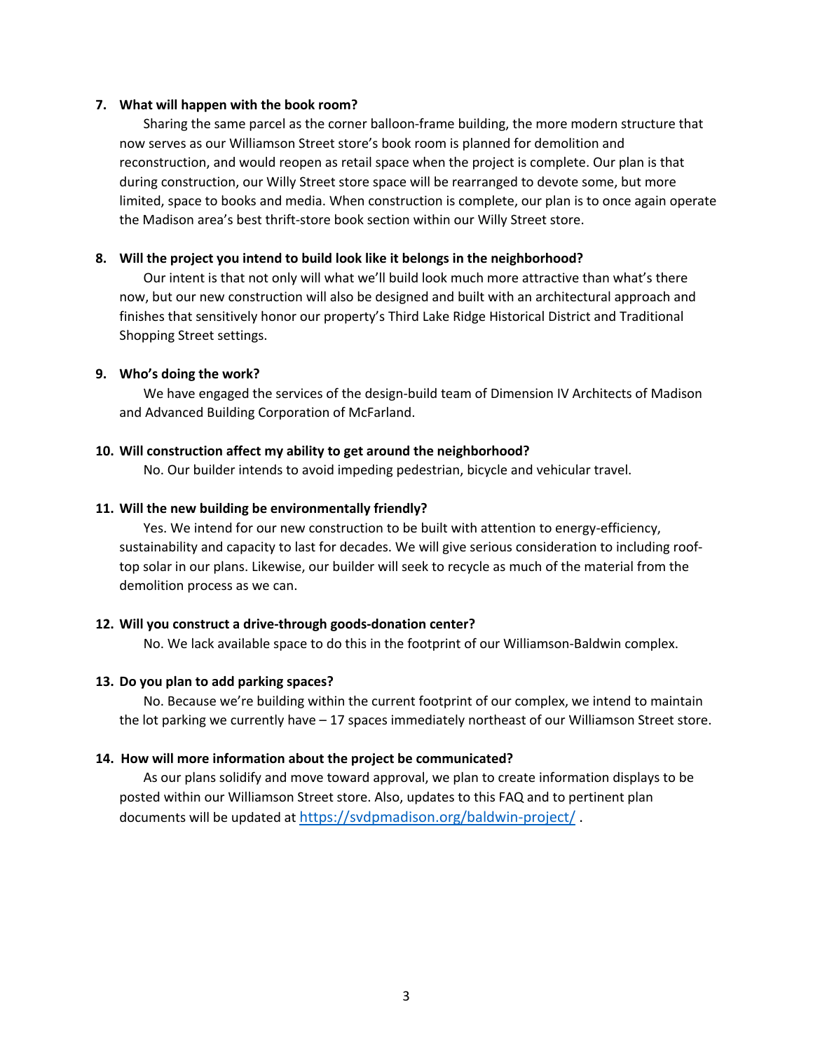7. **What will happen with the book room?**

   Sharing the same parcel as the corner balloon-frame building, the more modern structure that now serves as our Williamson Street store's book room is planned for demolition and reconstruction, and would reopen as retail space when the project is complete. Our plan is that during construction, our Willy Street store space will be rearranged to devote some, but more limited, space to books and media. When construction is complete, our plan is to once again operate the Madison area's best thrift-store book section within our Willy Street store.

8. **Will the project you intend to build look like it belongs in the neighborhood?**

   Our intent is that not only will what we'll build look much more attractive than what's there now, but our new construction will also be designed and built with an architectural approach and finishes that sensitively honor our property's Third Lake Ridge Historical District and Traditional Shopping Street settings.

9. **Who's doing the work?**

   We have engaged the services of the design-build team of Dimension IV Architects of Madison and Advanced Building Corporation of McFarland.

10. **Will construction affect my ability to get around the neighborhood?**

    No. Our builder intends to avoid impeding pedestrian, bicycle and vehicular travel.

11. **Will the new building be environmentally friendly?**

    Yes. We intend for our new construction to be built with attention to energy-efficiency, sustainability and capacity to last for decades. We will give serious consideration to including roof-top solar in our plans. Likewise, our builder will seek to recycle as much of the material from the demolition process as we can.

12. **Will you construct a drive-through goods-donation center?**

    No. We lack available space to do this in the footprint of our Williamson-Baldwin complex.

13. **Do you plan to add parking spaces?**

    No. Because we're building within the current footprint of our complex, we intend to maintain the lot parking we currently have – 17 spaces immediately northeast of our Williamson Street store.

14. **How will more information about the project be communicated?**

    As our plans solidify and move toward approval, we plan to create information displays to be posted within our Williamson Street store. Also, updates to this FAQ and to pertinent plan documents will be updated at https://svdpmadison.org/baldwin-project/ .